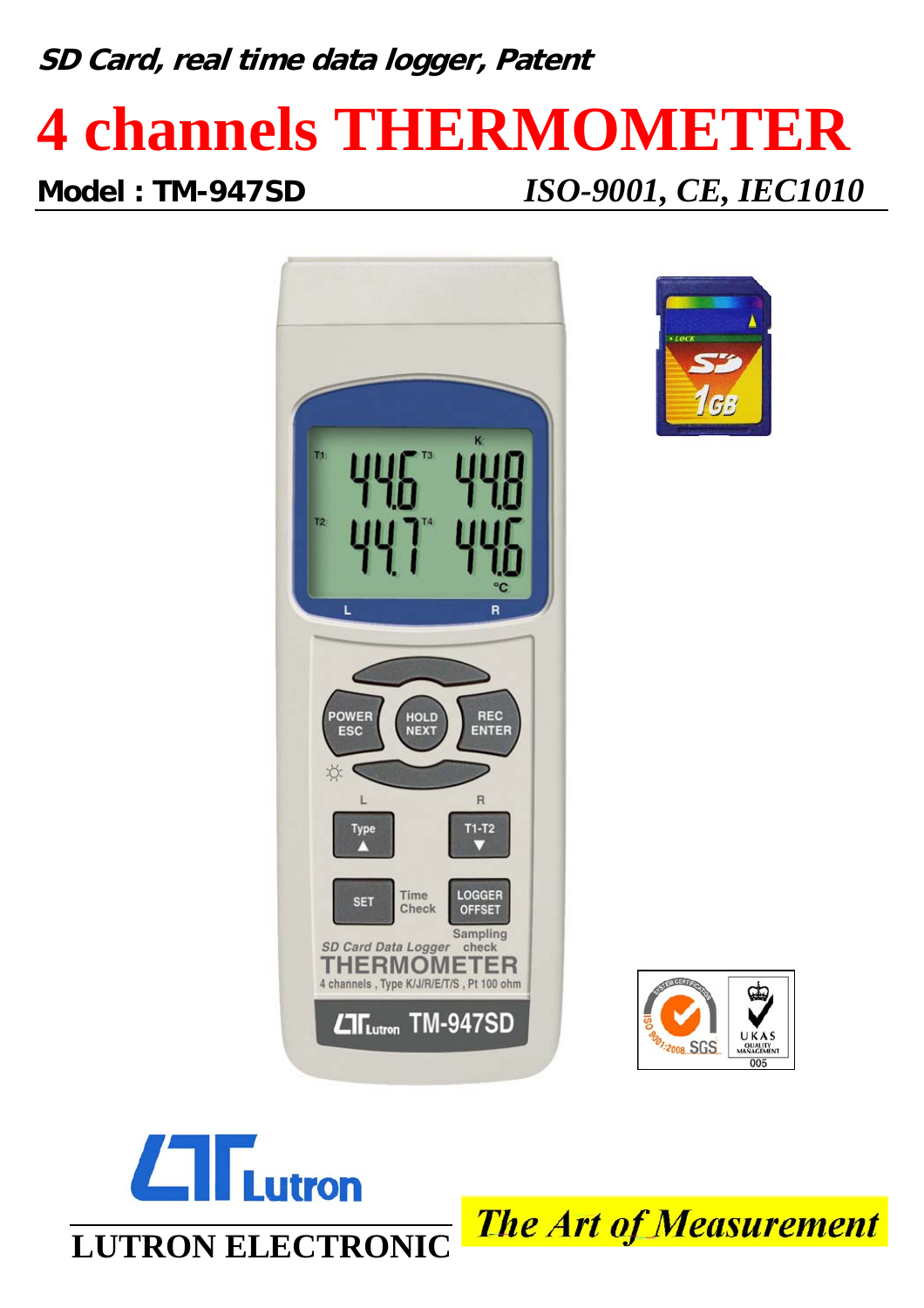***SD Card, real time data logger, Patent***

# 4 channels THERMOMETER

**Model : TM-947SD** *ISO-9001, CE, IEC1010*

**LUTRON ELECTRONIC**

***The Art of Measurement***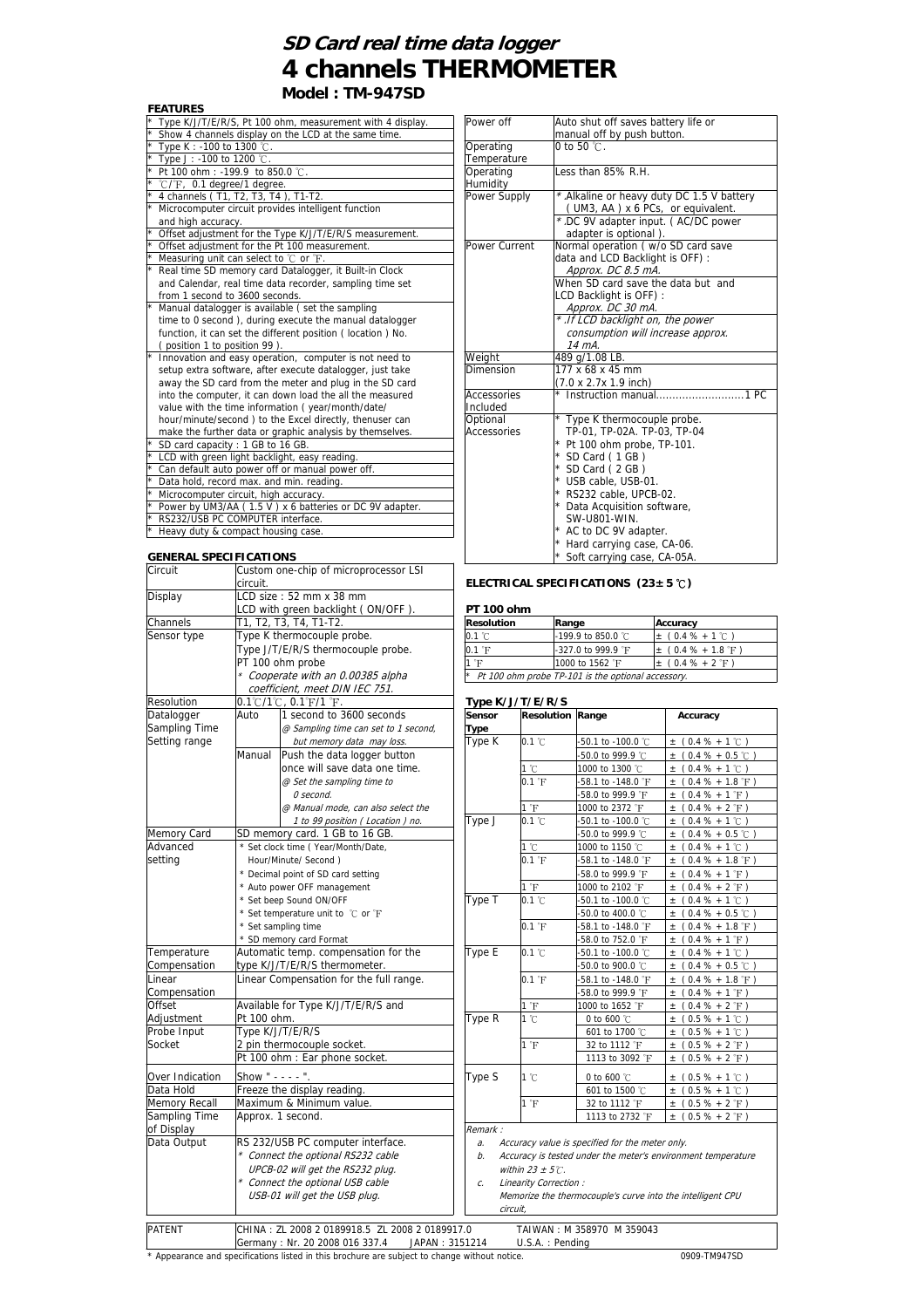# SD Card real time data logger
# 4 channels THERMOMETER
## Model : TM-947SD

### FEATURES

* Type K/J/T/E/R/S, Pt 100 ohm, measurement with 4 display.
* Show 4 channels display on the LCD at the same time.
* Type K : -100 to 1300 ℃.
* Type J : -100 to 1200 ℃.
* Pt 100 ohm : -199.9 to 850.0 ℃.
* ℃/℉, 0.1 degree/1 degree.
* 4 channels ( T1, T2, T3, T4 ), T1-T2.
* Microcomputer circuit provides intelligent function and high accuracy.
* Offset adjustment for the Type K/J/T/E/R/S measurement.
* Offset adjustment for the Pt 100 measurement.
* Measuring unit can select to ℃ or ℉.
* Real time SD memory card Datalogger, it Built-in Clock and Calendar, real time data recorder, sampling time set from 1 second to 3600 seconds.
* Manual datalogger is available ( set the sampling time to 0 second ), during execute the manual datalogger function, it can set the different position ( location ) No. ( position 1 to position 99 ).
* Innovation and easy operation, computer is not need to setup extra software, after execute datalogger, just take away the SD card from the meter and plug in the SD card into the computer, it can down load the all the measured value with the time information ( year/month/date/ hour/minute/second ) to the Excel directly, thenuser can make the further data or graphic analysis by themselves.
* SD card capacity : 1 GB to 16 GB.
* LCD with green light backlight, easy reading.
* Can default auto power off or manual power off.
* Data hold, record max. and min. reading.
* Microcomputer circuit, high accuracy.
* Power by UM3/AA ( 1.5 V ) x 6 batteries or DC 9V adapter.
* RS232/USB PC COMPUTER interface.
* Heavy duty & compact housing case.

### GENERAL SPECIFICATIONS

| | | |
|---|---|---|
| Circuit | Custom one-chip of microprocessor LSI circuit. | |
| Display | LCD size : 52 mm x 38 mm<br>LCD with green backlight ( ON/OFF ). | |
| Channels | T1, T2, T3, T4, T1-T2. | |
| Sensor type | Type K thermocouple probe.<br>Type J/T/E/R/S thermocouple probe.<br>PT 100 ohm probe<br>* *Cooperate with an 0.00385 alpha coefficient, meet DIN IEC 751.* | |
| Resolution | 0.1℃/1℃, 0.1℉/1 ℉. | |
| Datalogger Sampling Time Setting range | Auto | 1 second to 3600 seconds<br>*@ Sampling time can set to 1 second, but memory data may loss.* |
| | Manual | Push the data logger button once will save data one time.<br>*@ Set the sampling time to 0 second.*<br>*@ Manual mode, can also select the 1 to 99 position ( Location ) no.* |
| Memory Card | SD memory card. 1 GB to 16 GB. | |
| Advanced setting | * Set clock time ( Year/Month/Date, Hour/Minute/ Second )<br>* Decimal point of SD card setting<br>* Auto power OFF management<br>* Set beep Sound ON/OFF<br>* Set temperature unit to ℃ or ℉<br>* Set sampling time<br>* SD memory card Format | |
| Temperature Compensation | Automatic temp. compensation for the type K/J/T/E/R/S thermometer. | |
| Linear Compensation | Linear Compensation for the full range. | |
| Offset Adjustment | Available for Type K/J/T/E/R/S and Pt 100 ohm. | |
| Probe Input Socket | Type K/J/T/E/R/S<br>2 pin thermocouple socket.<br>Pt 100 ohm : Ear phone socket. | |
| Over Indication | Show " - - - - ". | |
| Data Hold | Freeze the display reading. | |
| Memory Recall | Maximum & Minimum value. | |
| Sampling Time of Display | Approx. 1 second. | |
| Data Output | RS 232/USB PC computer interface.<br>* *Connect the optional RS232 cable UPCB-02 will get the RS232 plug.*<br>* *Connect the optional USB cable USB-01 will get the USB plug.* | |
| Power off | Auto shut off saves battery life or manual off by push button. | |
| Operating Temperature | 0 to 50 ℃. | |
| Operating Humidity | Less than 85% R.H. | |
| Power Supply | *.Alkaline or heavy duty DC 1.5 V battery ( UM3, AA ) x 6 PCs, or equivalent.<br>*.DC 9V adapter input. ( AC/DC power adapter is optional ). | |
| Power Current | Normal operation ( w/o SD card save data and LCD Backlight is OFF ) : *Approx. DC 8.5 mA.*<br>When SD card save the data but and LCD Backlight is OFF) : *Approx. DC 30 mA.*<br>* *.If LCD backlight on, the power consumption will increase approx. 14 mA.* | |
| Weight | 489 g/1.08 LB. | |
| Dimension | 177 x 68 x 45 mm<br>(7.0 x 2.7x 1.9 inch) | |
| Accessories Included | * Instruction manual............................1 PC | |
| Optional Accessories | * Type K thermocouple probe. TP-01, TP-02A. TP-03, TP-04<br>* Pt 100 ohm probe, TP-101.<br>* SD Card ( 1 GB )<br>* SD Card ( 2 GB )<br>* USB cable, USB-01.<br>* RS232 cable, UPCB-02.<br>* Data Acquisition software, SW-U801-WIN.<br>* AC to DC 9V adapter.<br>* Hard carrying case, CA-06.<br>* Soft carrying case, CA-05A. | |

### ELECTRICAL SPECIFICATIONS (23±5 ℃)

**PT 100 ohm**

| Resolution | Range | Accuracy |
|---|---|---|
| 0.1 ℃ | -199.9 to 850.0 ℃ | ± ( 0.4 % + 1 ℃ ) |
| 0.1 ℉ | -327.0 to 999.9 ℉ | ± ( 0.4 % + 1.8 ℉ ) |
| 1 ℉ | 1000 to 1562 ℉ | ± ( 0.4 % + 2 ℉ ) |

* *Pt 100 ohm probe TP-101 is the optional accessory.*

**Type K/J/T/E/R/S**

| Sensor Type | Resolution | Range | Accuracy |
|---|---|---|---|
| Type K | 0.1 ℃ | -50.1 to -100.0 ℃ | ± ( 0.4 % + 1 ℃ ) |
| | | -50.0 to 999.9 ℃ | ± ( 0.4 % + 0.5 ℃ ) |
| | 1 ℃ | 1000 to 1300 ℃ | ± ( 0.4 % + 1 ℃ ) |
| | 0.1 ℉ | -58.1 to -148.0 ℉ | ± ( 0.4 % + 1.8 ℉ ) |
| | | -58.0 to 999.9 ℉ | ± ( 0.4 % + 1 ℉ ) |
| | 1 ℉ | 1000 to 2372 ℉ | ± ( 0.4 % + 2 ℉ ) |
| Type J | 0.1 ℃ | -50.1 to -100.0 ℃ | ± ( 0.4 % + 1 ℃ ) |
| | | -50.0 to 999.9 ℃ | ± ( 0.4 % + 0.5 ℃ ) |
| | 1 ℃ | 1000 to 1150 ℃ | ± ( 0.4 % + 1 ℃ ) |
| | 0.1 ℉ | -58.1 to -148.0 ℉ | ± ( 0.4 % + 1.8 ℉ ) |
| | | -58.0 to 999.9 ℉ | ± ( 0.4 % + 1 ℉ ) |
| | 1 ℉ | 1000 to 2102 ℉ | ± ( 0.4 % + 2 ℉ ) |
| Type T | 0.1 ℃ | -50.1 to -100.0 ℃ | ± ( 0.4 % + 1 ℃ ) |
| | | -50.0 to 400.0 ℃ | ± ( 0.4 % + 0.5 ℃ ) |
| | 0.1 ℉ | -58.1 to -148.0 ℉ | ± ( 0.4 % + 1.8 ℉ ) |
| | | -58.0 to 752.0 ℉ | ± ( 0.4 % + 1 ℉ ) |
| Type E | 0.1 ℃ | -50.1 to -100.0 ℃ | ± ( 0.4 % + 1 ℃ ) |
| | | -50.0 to 900.0 ℃ | ± ( 0.4 % + 0.5 ℃ ) |
| | 0.1 ℉ | -58.1 to -148.0 ℉ | ± ( 0.4 % + 1.8 ℉ ) |
| | | -58.0 to 999.9 ℉ | ± ( 0.4 % + 1 ℉ ) |
| | 1 ℉ | 1000 to 1652 ℉ | ± ( 0.4 % + 2 ℉ ) |
| Type R | 1 ℃ | 0 to 600 ℃ | ± ( 0.5 % + 1 ℃ ) |
| | | 601 to 1700 ℃ | ± ( 0.5 % + 1 ℃ ) |
| | 1 ℉ | 32 to 1112 ℉ | ± ( 0.5 % + 2 ℉ ) |
| | | 1113 to 3092 ℉ | ± ( 0.5 % + 2 ℉ ) |
| Type S | 1 ℃ | 0 to 600 ℃ | ± ( 0.5 % + 1 ℃ ) |
| | | 601 to 1500 ℃ | ± ( 0.5 % + 1 ℃ ) |
| | 1 ℉ | 32 to 1112 ℉ | ± ( 0.5 % + 2 ℉ ) |
| | | 1113 to 2732 ℉ | ± ( 0.5 % + 2 ℉ ) |

*Remark :*

*a. Accuracy value is specified for the meter only.*

*b. Accuracy is tested under the meter's environment temperature within 23 ± 5℃.*

*c. Linearity Correction : Memorize the thermocouple's curve into the intelligent CPU circuit,*

| | |
|---|---|
| PATENT | CHINA : ZL 2008 2 0189918.5 ZL 2008 2 0189917.0 TAIWAN : M 358970 M 359043<br>Germany : Nr. 20 2008 016 337.4 JAPAN : 3151214 U.S.A. : Pending |

* Appearance and specifications listed in this brochure are subject to change without notice. 0909-TM947SD